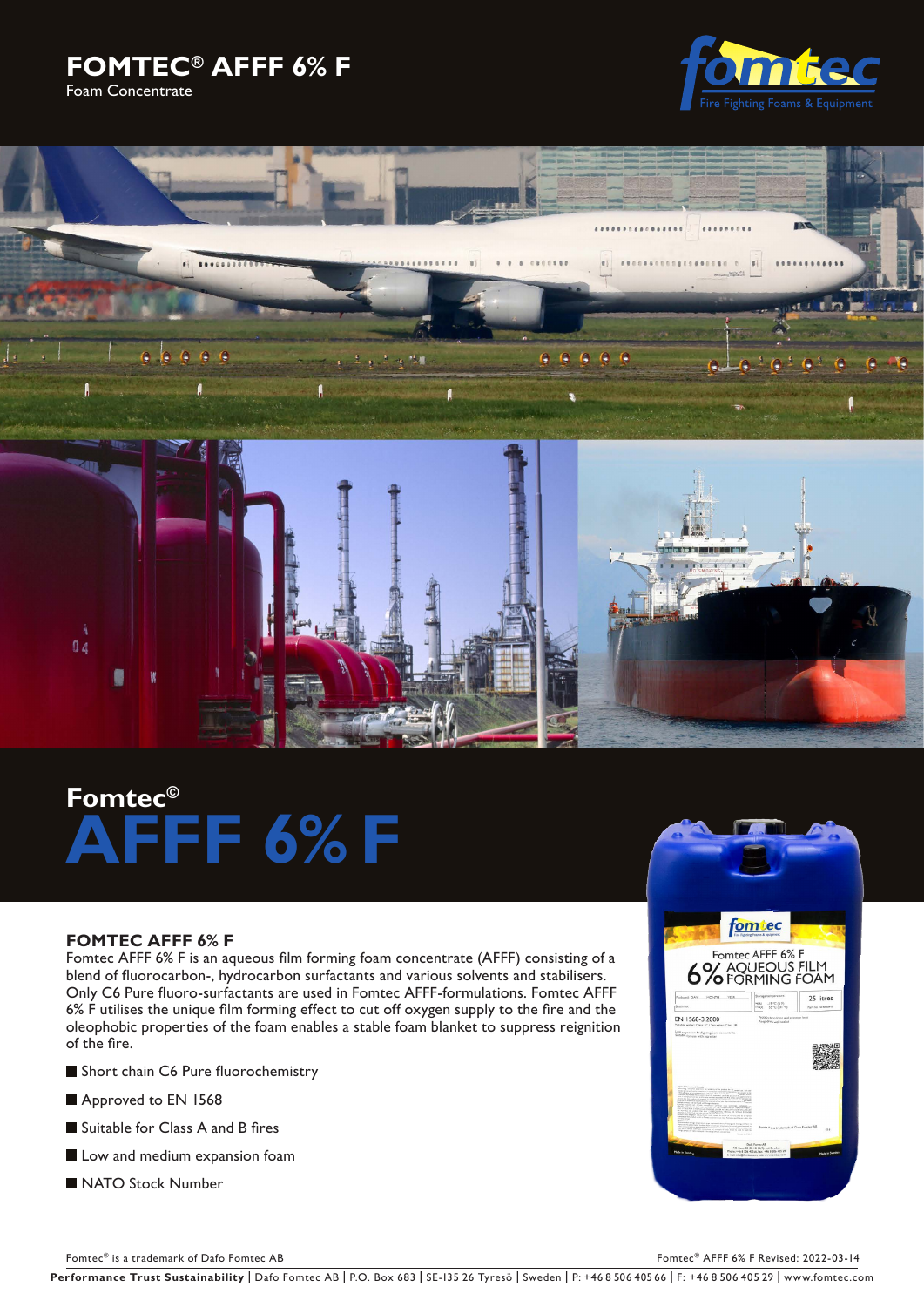# FOMTEC® AFFF 6% F

Foam Concentrate

Fomtec©

# AFFF 6% F

## FOMTEC AFFF 6% F

Fomtec AFFF 6% F is an aqueous film forming foam concentrate (AFFF) consisting of a blend of fluorocarbon-, hydrocarbon surfactants and various solvents and stabilisers. Only C6 Pure fluoro-surfactants are used in Fomtec AFFF-formulations. Fomtec AFFF 6% F utilises the unique film forming effect to cut off oxygen supply to the fire and the oleophobic properties of the foam enables a stable foam blanket to suppress reignition of the fire.

- Short chain C6 Pure fluorochemistry
- Approved to EN 1568
- Suitable for Class A and B fires
- Low and medium expansion foam
- NATO Stock Number

Fomtec® is a trademark of Dafo Fomtec AB

Fomtec® AFFF 6% F Revised: 2022-03-14

**Performance Trust Sustainability** | Dafo Fomtec AB | P.O. Box 683 | SE-135 26 Tyresö | Sweden | P: +46 8 506 405 66 | F: +46 8 506 405 29 | www.fomtec.com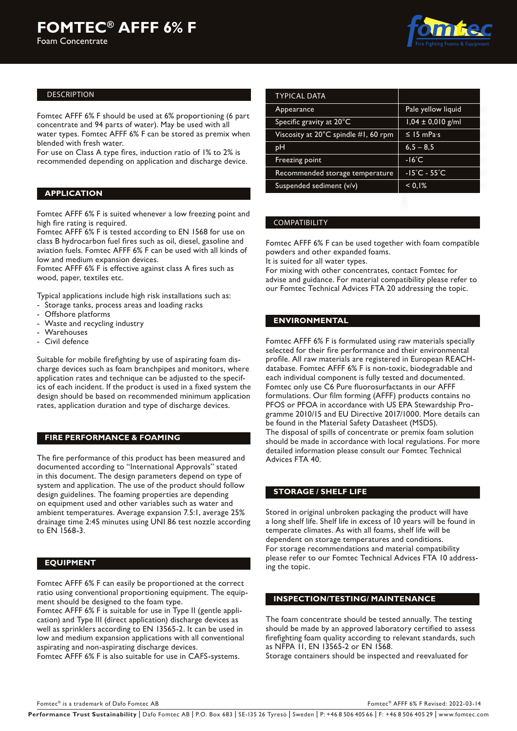# FOMTEC® AFFF 6% F

Foam Concentrate

## DESCRIPTION

Fomtec AFFF 6% F should be used at 6% proportioning (6 part concentrate and 94 parts of water). May be used with all water types. Fomtec AFFF 6% F can be stored as premix when blended with fresh water.
For use on Class A type fires, induction ratio of 1% to 2% is recommended depending on application and discharge device.

## APPLICATION

Fomtec AFFF 6% F is suited whenever a low freezing point and high fire rating is required.
Fomtec AFFF 6% F is tested according to EN 1568 for use on class B hydrocarbon fuel fires such as oil, diesel, gasoline and aviation fuels. Fomtec AFFF 6% F can be used with all kinds of low and medium expansion devices.
Fomtec AFFF 6% F is effective against class A fires such as wood, paper, textiles etc.

Typical applications include high risk installations such as:

- Storage tanks, process areas and loading racks
- Offshore platforms
- Waste and recycling industry
- Warehouses
- Civil defence

Suitable for mobile firefighting by use of aspirating foam discharge devices such as foam branchpipes and monitors, where application rates and technique can be adjusted to the specifics of each incident. If the product is used in a fixed system the design should be based on recommended minimum application rates, application duration and type of discharge devices.

## FIRE PERFORMANCE & FOAMING

The fire performance of this product has been measured and documented according to "International Approvals" stated in this document. The design parameters depend on type of system and application. The use of the product should follow design guidelines. The foaming properties are depending on equipment used and other variables such as water and ambient temperatures. Average expansion 7.5:1, average 25% drainage time 2:45 minutes using UNI 86 test nozzle according to EN 1568-3.

## EQUIPMENT

Fomtec AFFF 6% F can easily be proportioned at the correct ratio using conventional proportioning equipment. The equipment should be designed to the foam type.
Fomtec AFFF 6% F is suitable for use in Type II (gentle application) and Type III (direct application) discharge devices as well as sprinklers according to EN 13565-2. It can be used in low and medium expansion applications with all conventional aspirating and non-aspirating discharge devices.
Fomtec AFFF 6% F is also suitable for use in CAFS-systems.

| TYPICAL DATA | |
|---|---|
| Appearance | Pale yellow liquid |
| Specific gravity at 20°C | 1,04 ± 0,010 g/ml |
| Viscosity at 20°C spindle #1, 60 rpm | ≤ 15 mPa·s |
| pH | 6,5 – 8,5 |
| Freezing point | -16°C |
| Recommended storage temperature | -15°C - 55°C |
| Suspended sediment (v/v) | < 0,1% |

## COMPATIBILITY

Fomtec AFFF 6% F can be used together with foam compatible powders and other expanded foams.
It is suited for all water types.
For mixing with other concentrates, contact Fomtec for advise and guidance. For material compatibility please refer to our Fomtec Technical Advices FTA 20 addressing the topic.

## ENVIRONMENTAL

Fomtec AFFF 6% F is formulated using raw materials specially selected for their fire performance and their environmental profile. All raw materials are registered in European REACH-database. Fomtec AFFF 6% F is non-toxic, biodegradable and each individual component is fully tested and documented. Fomtec only use C6 Pure fluorosurfactants in our AFFF formulations. Our film forming (AFFF) products contains no PFOS or PFOA in accordance with US EPA Stewardship Programme 2010/15 and EU Directive 2017/1000. More details can be found in the Material Safety Datasheet (MSDS).
The disposal of spills of concentrate or premix foam solution should be made in accordance with local regulations. For more detailed information please consult our Fomtec Technical Advices FTA 40.

## STORAGE / SHELF LIFE

Stored in original unbroken packaging the product will have a long shelf life. Shelf life in excess of 10 years will be found in temperate climates. As with all foams, shelf life will be dependent on storage temperatures and conditions.
For storage recommendations and material compatibility please refer to our Fomtec Technical Advices FTA 10 addressing the topic.

## INSPECTION/TESTING/ MAINTENANCE

The foam concentrate should be tested annually. The testing should be made by an approved laboratory certified to assess firefighting foam quality according to relevant standards, such as NFPA 11, EN 13565-2 or EN 1568.
Storage containers should be inspected and reevaluated for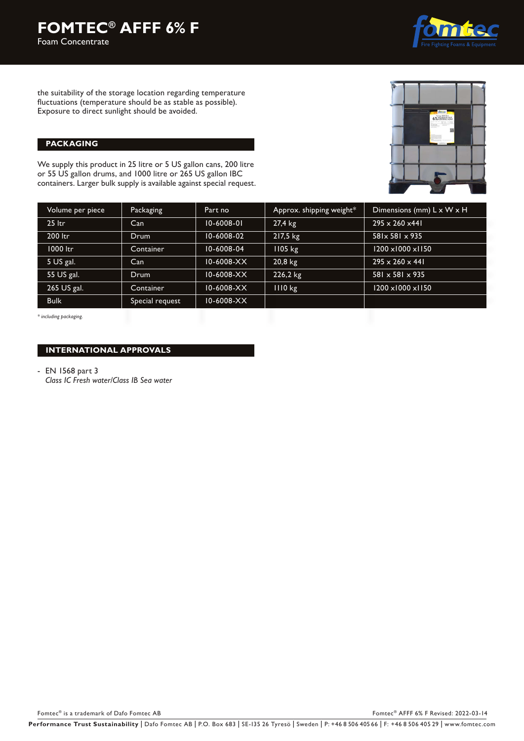the suitability of the storage location regarding temperature fluctuations (temperature should be as stable as possible). Exposure to direct sunlight should be avoided.

## PACKAGING

We supply this product in 25 litre or 5 US gallon cans, 200 litre or 55 US gallon drums, and 1000 litre or 265 US gallon IBC containers. Larger bulk supply is available against special request.

| Volume per piece | Packaging | Part no | Approx. shipping weight* | Dimensions (mm) L x W x H |
|---|---|---|---|---|
| 25 ltr | Can | 10-6008-01 | 27,4 kg | 295 x 260 x441 |
| 200 ltr | Drum | 10-6008-02 | 217,5 kg | 581x 581 x 935 |
| 1000 ltr | Container | 10-6008-04 | 1105 kg | 1200 x1000 x1150 |
| 5 US gal. | Can | 10-6008-XX | 20,8 kg | 295 x 260 x 441 |
| 55 US gal. | Drum | 10-6008-XX | 226,2 kg | 581 x 581 x 935 |
| 265 US gal. | Container | 10-6008-XX | 1110 kg | 1200 x1000 x1150 |
| Bulk | Special request | 10-6008-XX | | |

*\* including packaging.*

## INTERNATIONAL APPROVALS

- EN 1568 part 3
  *Class IC Fresh water/Class IB Sea water*

Fomtec® is a trademark of Dafo Fomtec AB

Fomtec® AFFF 6% F Revised: 2022-03-14